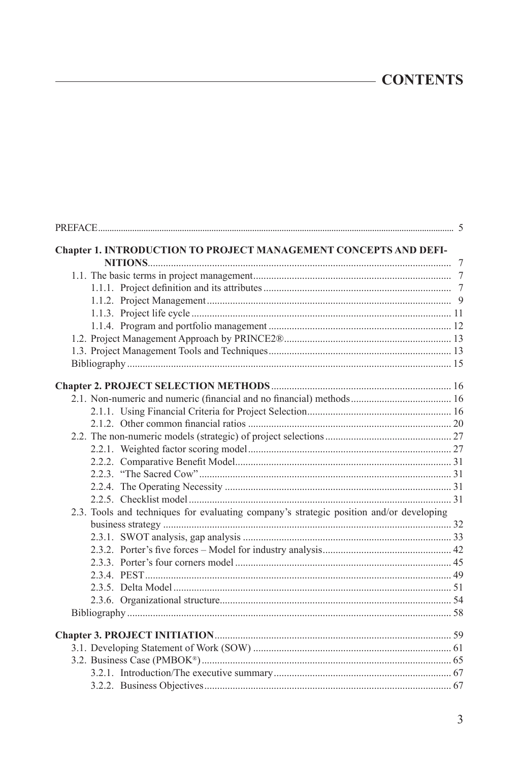# CONTENTS

PREFACE ..... 5

**Chapter 1. INTRODUCTION TO PROJECT MANAGEMENT CONCEPTS AND DEFINITIONS** ..... 7

- 1.1. The basic terms in project management ..... 7
  - 1.1.1. Project definition and its attributes ..... 7
  - 1.1.2. Project Management ..... 9
  - 1.1.3. Project life cycle ..... 11
  - 1.1.4. Program and portfolio management ..... 12
- 1.2. Project Management Approach by PRINCE2® ..... 13
- 1.3. Project Management Tools and Techniques ..... 13
- Bibliography ..... 15

**Chapter 2. PROJECT SELECTION METHODS** ..... 16

- 2.1. Non-numeric and numeric (financial and no financial) methods ..... 16
  - 2.1.1. Using Financial Criteria for Project Selection ..... 16
  - 2.1.2. Other common financial ratios ..... 20
- 2.2. The non-numeric models (strategic) of project selections ..... 27
  - 2.2.1. Weighted factor scoring model ..... 27
  - 2.2.2. Comparative Benefit Model ..... 31
  - 2.2.3. "The Sacred Cow" ..... 31
  - 2.2.4. The Operating Necessity ..... 31
  - 2.2.5. Checklist model ..... 31
- 2.3. Tools and techniques for evaluating company's strategic position and/or developing business strategy ..... 32
  - 2.3.1. SWOT analysis, gap analysis ..... 33
  - 2.3.2. Porter's five forces – Model for industry analysis ..... 42
  - 2.3.3. Porter's four corners model ..... 45
  - 2.3.4. PEST ..... 49
  - 2.3.5. Delta Model ..... 51
  - 2.3.6. Organizational structure ..... 54
- Bibliography ..... 58

**Chapter 3. PROJECT INITIATION** ..... 59

- 3.1. Developing Statement of Work (SOW) ..... 61
- 3.2. Business Case (PMBOK®) ..... 65
  - 3.2.1. Introduction/The executive summary ..... 67
  - 3.2.2. Business Objectives ..... 67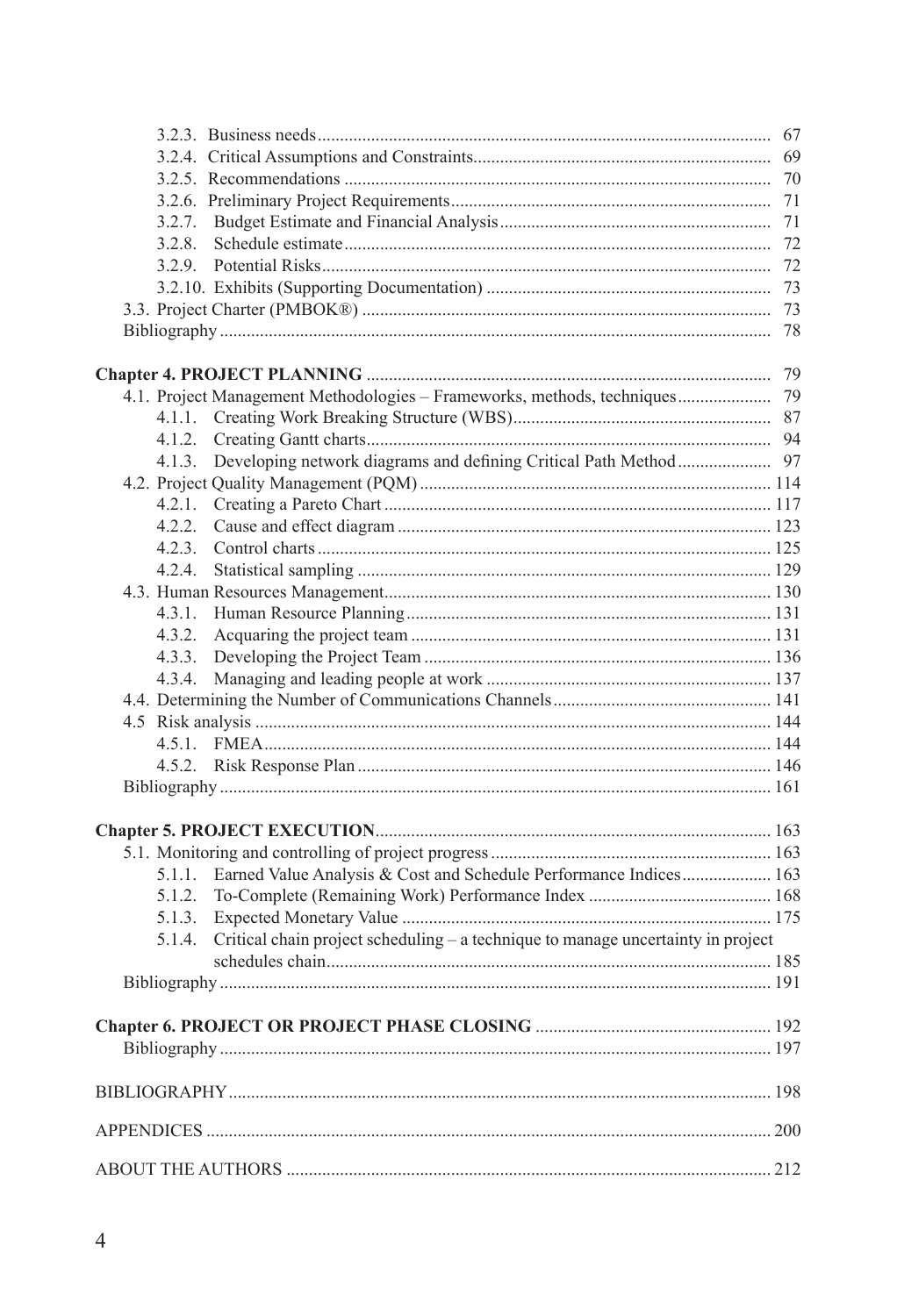3.2.3. Business needs ..... 67
3.2.4. Critical Assumptions and Constraints ..... 69
3.2.5. Recommendations ..... 70
3.2.6. Preliminary Project Requirements ..... 71
3.2.7. Budget Estimate and Financial Analysis ..... 71
3.2.8. Schedule estimate ..... 72
3.2.9. Potential Risks ..... 72
3.2.10. Exhibits (Supporting Documentation) ..... 73
3.3. Project Charter (PMBOK®) ..... 73
Bibliography ..... 78

**Chapter 4. PROJECT PLANNING** ..... 79
4.1. Project Management Methodologies – Frameworks, methods, techniques ..... 79
4.1.1. Creating Work Breaking Structure (WBS) ..... 87
4.1.2. Creating Gantt charts ..... 94
4.1.3. Developing network diagrams and defining Critical Path Method ..... 97
4.2. Project Quality Management (PQM) ..... 114
4.2.1. Creating a Pareto Chart ..... 117
4.2.2. Cause and effect diagram ..... 123
4.2.3. Control charts ..... 125
4.2.4. Statistical sampling ..... 129
4.3. Human Resources Management ..... 130
4.3.1. Human Resource Planning ..... 131
4.3.2. Acquaring the project team ..... 131
4.3.3. Developing the Project Team ..... 136
4.3.4. Managing and leading people at work ..... 137
4.4. Determining the Number of Communications Channels ..... 141
4.5 Risk analysis ..... 144
4.5.1. FMEA ..... 144
4.5.2. Risk Response Plan ..... 146
Bibliography ..... 161

**Chapter 5. PROJECT EXECUTION** ..... 163
5.1. Monitoring and controlling of project progress ..... 163
5.1.1. Earned Value Analysis & Cost and Schedule Performance Indices ..... 163
5.1.2. To-Complete (Remaining Work) Performance Index ..... 168
5.1.3. Expected Monetary Value ..... 175
5.1.4. Critical chain project scheduling – a technique to manage uncertainty in project schedules chain ..... 185
Bibliography ..... 191

**Chapter 6. PROJECT OR PROJECT PHASE CLOSING** ..... 192
Bibliography ..... 197

BIBLIOGRAPHY ..... 198

APPENDICES ..... 200

ABOUT THE AUTHORS ..... 212